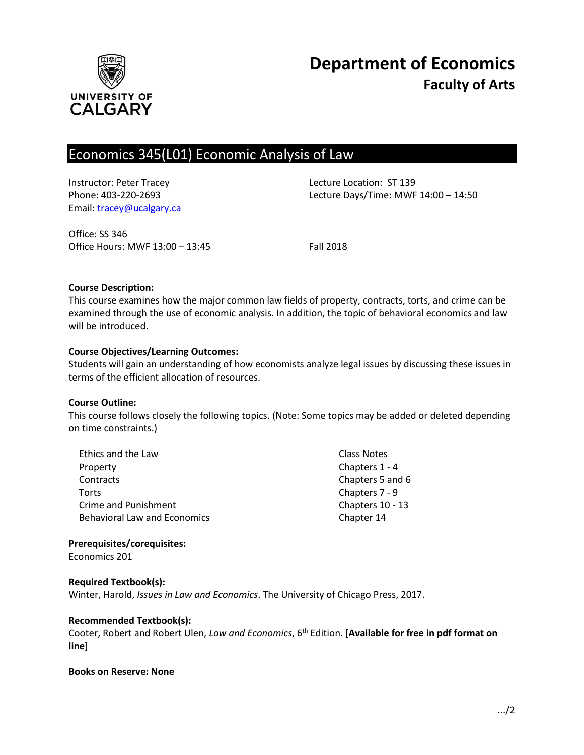# Department of Economics
## Faculty of Arts

UNIVERSITY OF CALGARY

## Economics 345(L01) Economic Analysis of Law

Instructor: Peter Tracey
Phone: 403-220-2693
Email: tracey@ucalgary.ca

Lecture Location: ST 139
Lecture Days/Time: MWF 14:00 – 14:50

Office: SS 346
Office Hours: MWF 13:00 – 13:45

Fall 2018

---

**Course Description:**
This course examines how the major common law fields of property, contracts, torts, and crime can be examined through the use of economic analysis. In addition, the topic of behavioral economics and law will be introduced.

**Course Objectives/Learning Outcomes:**
Students will gain an understanding of how economists analyze legal issues by discussing these issues in terms of the efficient allocation of resources.

**Course Outline:**
This course follows closely the following topics. (Note: Some topics may be added or deleted depending on time constraints.)

| Topic | Reading |
|---|---|
| Ethics and the Law | Class Notes |
| Property | Chapters 1 - 4 |
| Contracts | Chapters 5 and 6 |
| Torts | Chapters 7 - 9 |
| Crime and Punishment | Chapters 10 - 13 |
| Behavioral Law and Economics | Chapter 14 |

**Prerequisites/corequisites:**
Economics 201

**Required Textbook(s):**
Winter, Harold, *Issues in Law and Economics*. The University of Chicago Press, 2017.

**Recommended Textbook(s):**
Cooter, Robert and Robert Ulen, *Law and Economics*, 6th Edition. [**Available for free in pdf format on line**]

**Books on Reserve: None**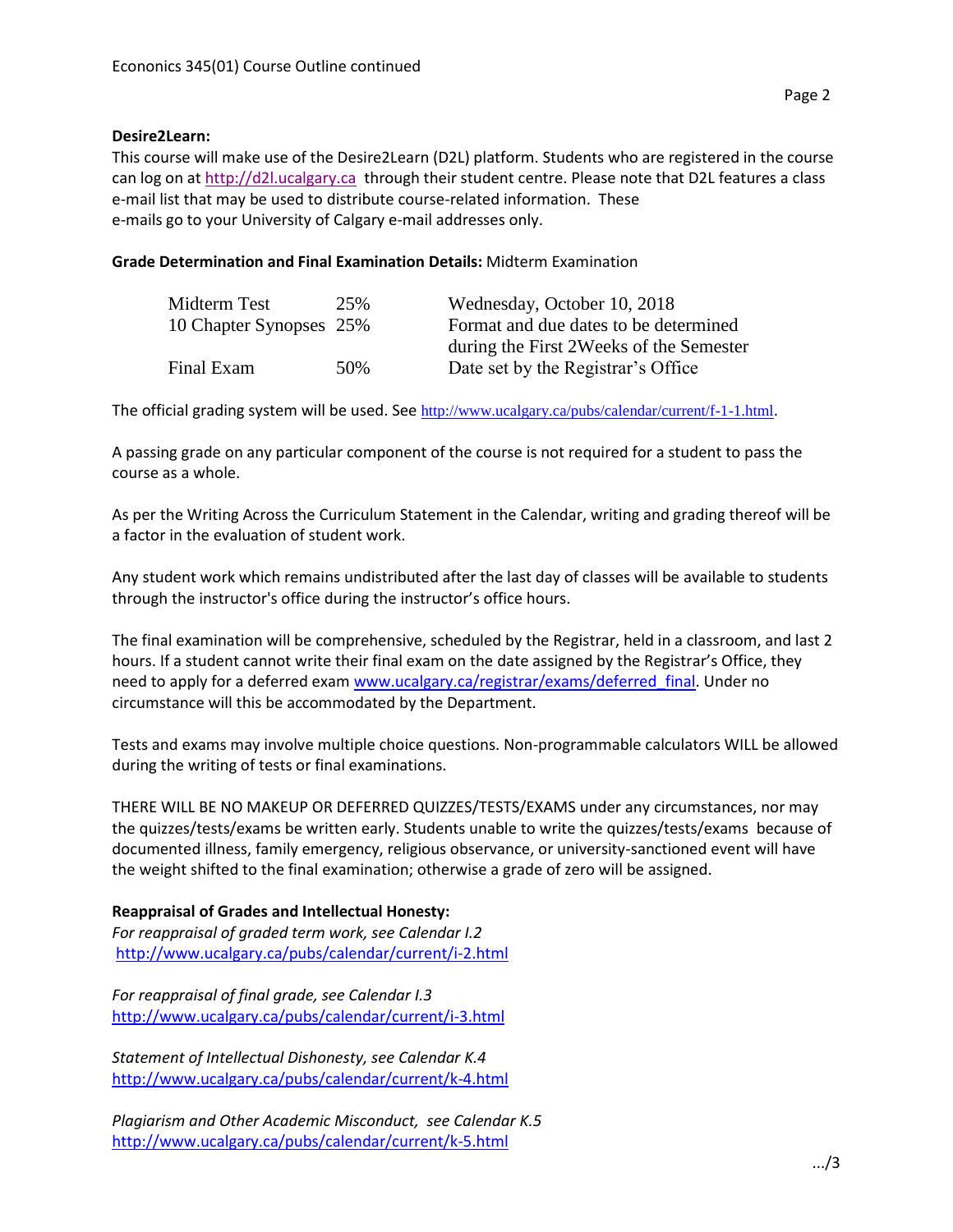**Desire2Learn:**
This course will make use of the Desire2Learn (D2L) platform. Students who are registered in the course can log on at http://d2l.ucalgary.ca through their student centre. Please note that D2L features a class e-mail list that may be used to distribute course-related information. These e-mails go to your University of Calgary e-mail addresses only.

**Grade Determination and Final Examination Details:** Midterm Examination

| | | |
|---|---|---|
| Midterm Test | 25% | Wednesday, October 10, 2018 |
| 10 Chapter Synopses | 25% | Format and due dates to be determined during the First 2Weeks of the Semester |
| Final Exam | 50% | Date set by the Registrar's Office |

The official grading system will be used. See http://www.ucalgary.ca/pubs/calendar/current/f-1-1.html.

A passing grade on any particular component of the course is not required for a student to pass the course as a whole.

As per the Writing Across the Curriculum Statement in the Calendar, writing and grading thereof will be a factor in the evaluation of student work.

Any student work which remains undistributed after the last day of classes will be available to students through the instructor's office during the instructor's office hours.

The final examination will be comprehensive, scheduled by the Registrar, held in a classroom, and last 2 hours. If a student cannot write their final exam on the date assigned by the Registrar's Office, they need to apply for a deferred exam www.ucalgary.ca/registrar/exams/deferred_final. Under no circumstance will this be accommodated by the Department.

Tests and exams may involve multiple choice questions. Non-programmable calculators WILL be allowed during the writing of tests or final examinations.

THERE WILL BE NO MAKEUP OR DEFERRED QUIZZES/TESTS/EXAMS under any circumstances, nor may the quizzes/tests/exams be written early. Students unable to write the quizzes/tests/exams because of documented illness, family emergency, religious observance, or university-sanctioned event will have the weight shifted to the final examination; otherwise a grade of zero will be assigned.

**Reappraisal of Grades and Intellectual Honesty:**
*For reappraisal of graded term work, see Calendar I.2*
http://www.ucalgary.ca/pubs/calendar/current/i-2.html

*For reappraisal of final grade, see Calendar I.3*
http://www.ucalgary.ca/pubs/calendar/current/i-3.html

*Statement of Intellectual Dishonesty, see Calendar K.4*
http://www.ucalgary.ca/pubs/calendar/current/k-4.html

*Plagiarism and Other Academic Misconduct, see Calendar K.5*
http://www.ucalgary.ca/pubs/calendar/current/k-5.html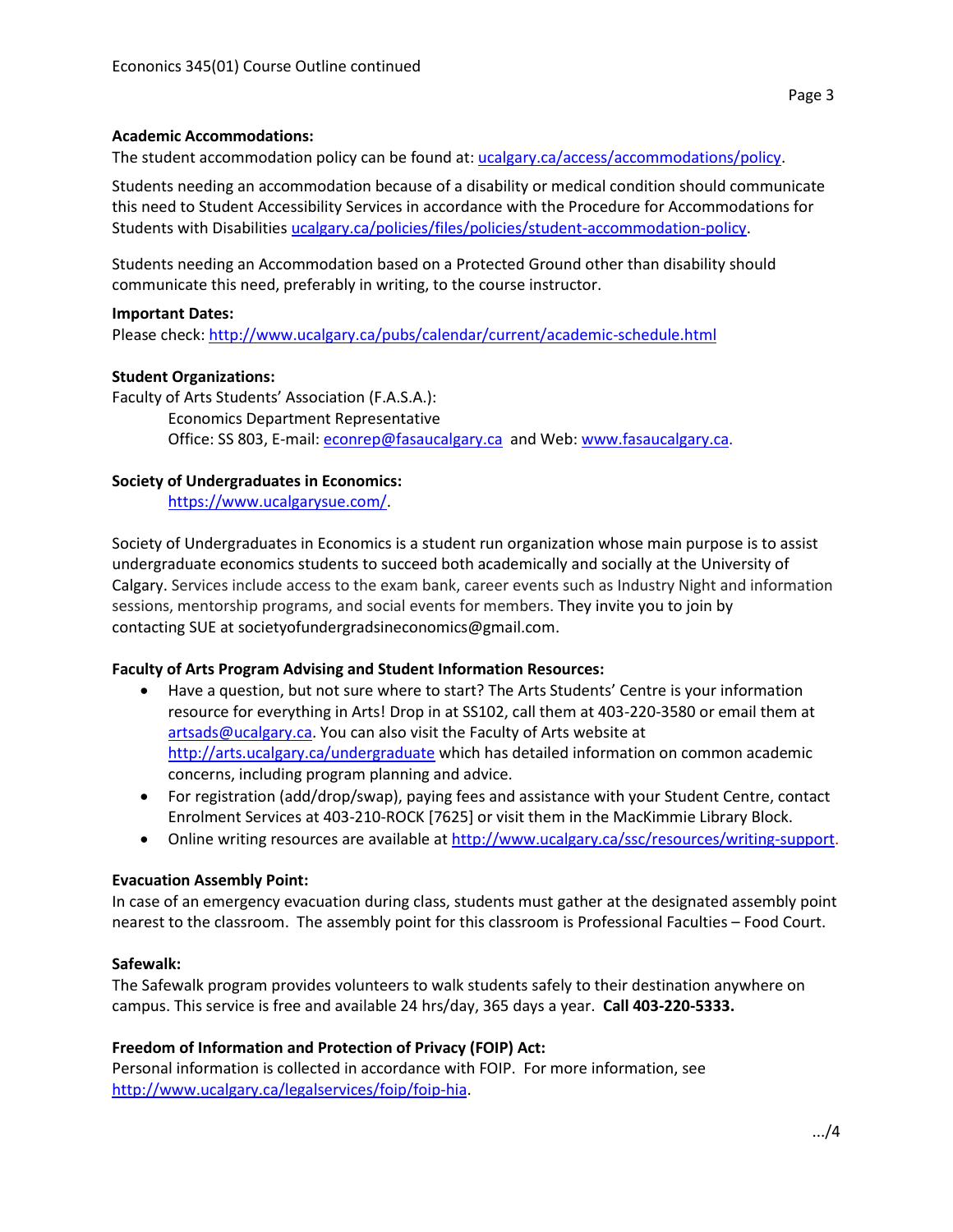**Academic Accommodations:**

The student accommodation policy can be found at: ucalgary.ca/access/accommodations/policy.

Students needing an accommodation because of a disability or medical condition should communicate this need to Student Accessibility Services in accordance with the Procedure for Accommodations for Students with Disabilities ucalgary.ca/policies/files/policies/student-accommodation-policy.

Students needing an Accommodation based on a Protected Ground other than disability should communicate this need, preferably in writing, to the course instructor.

**Important Dates:**

Please check: http://www.ucalgary.ca/pubs/calendar/current/academic-schedule.html

**Student Organizations:**

Faculty of Arts Students' Association (F.A.S.A.):

Economics Department Representative
Office: SS 803, E-mail: econrep@fasaucalgary.ca and Web: www.fasaucalgary.ca.

**Society of Undergraduates in Economics:**

https://www.ucalgarysue.com/.

Society of Undergraduates in Economics is a student run organization whose main purpose is to assist undergraduate economics students to succeed both academically and socially at the University of Calgary. Services include access to the exam bank, career events such as Industry Night and information sessions, mentorship programs, and social events for members. They invite you to join by contacting SUE at societyofundergradsineconomics@gmail.com.

**Faculty of Arts Program Advising and Student Information Resources:**

- Have a question, but not sure where to start? The Arts Students' Centre is your information resource for everything in Arts! Drop in at SS102, call them at 403-220-3580 or email them at artsads@ucalgary.ca. You can also visit the Faculty of Arts website at http://arts.ucalgary.ca/undergraduate which has detailed information on common academic concerns, including program planning and advice.
- For registration (add/drop/swap), paying fees and assistance with your Student Centre, contact Enrolment Services at 403-210-ROCK [7625] or visit them in the MacKimmie Library Block.
- Online writing resources are available at http://www.ucalgary.ca/ssc/resources/writing-support.

**Evacuation Assembly Point:**

In case of an emergency evacuation during class, students must gather at the designated assembly point nearest to the classroom. The assembly point for this classroom is Professional Faculties – Food Court.

**Safewalk:**

The Safewalk program provides volunteers to walk students safely to their destination anywhere on campus. This service is free and available 24 hrs/day, 365 days a year. **Call 403-220-5333.**

**Freedom of Information and Protection of Privacy (FOIP) Act:**

Personal information is collected in accordance with FOIP. For more information, see http://www.ucalgary.ca/legalservices/foip/foip-hia.

.../4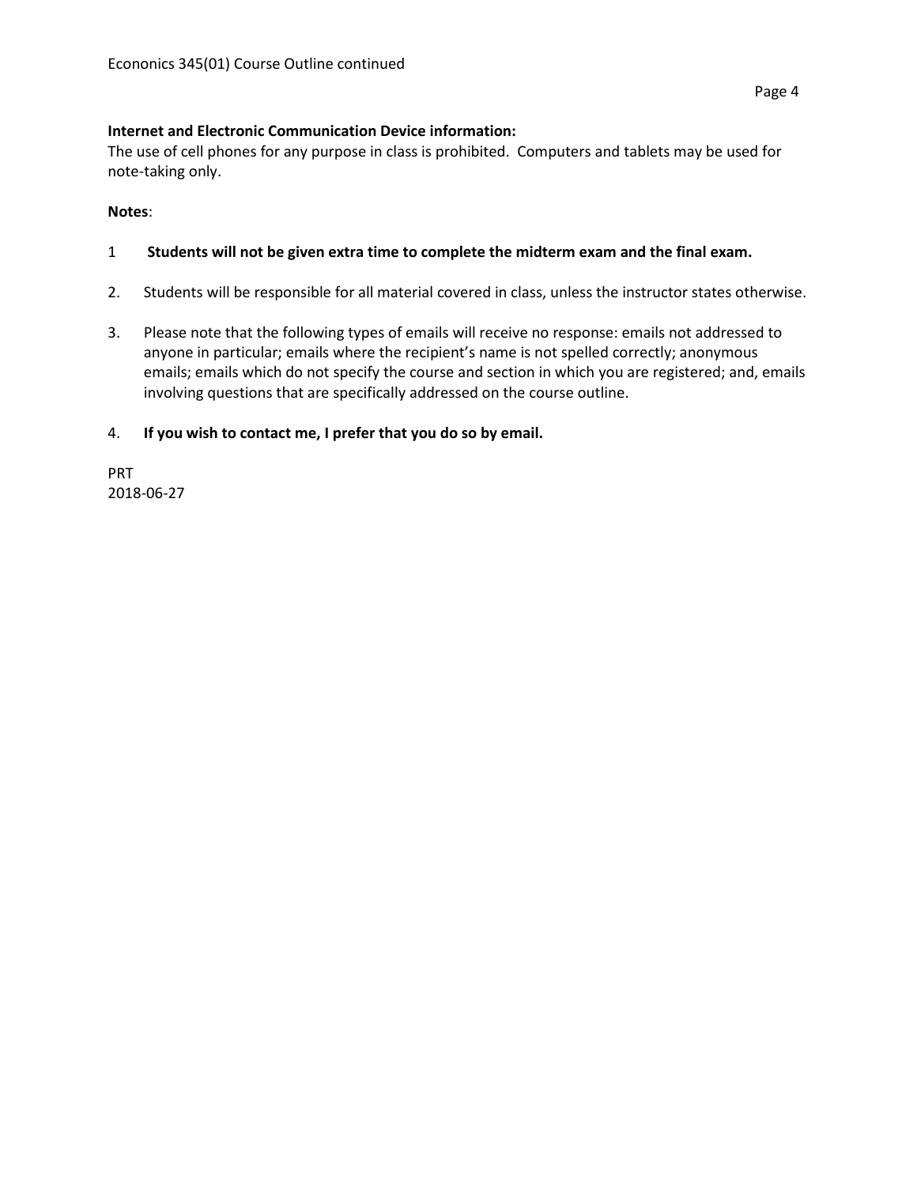**Internet and Electronic Communication Device information:**
The use of cell phones for any purpose in class is prohibited. Computers and tablets may be used for note-taking only.

**Notes**:

1 **Students will not be given extra time to complete the midterm exam and the final exam.**

2. Students will be responsible for all material covered in class, unless the instructor states otherwise.

3. Please note that the following types of emails will receive no response: emails not addressed to anyone in particular; emails where the recipient's name is not spelled correctly; anonymous emails; emails which do not specify the course and section in which you are registered; and, emails involving questions that are specifically addressed on the course outline.

4. **If you wish to contact me, I prefer that you do so by email.**

PRT
2018-06-27